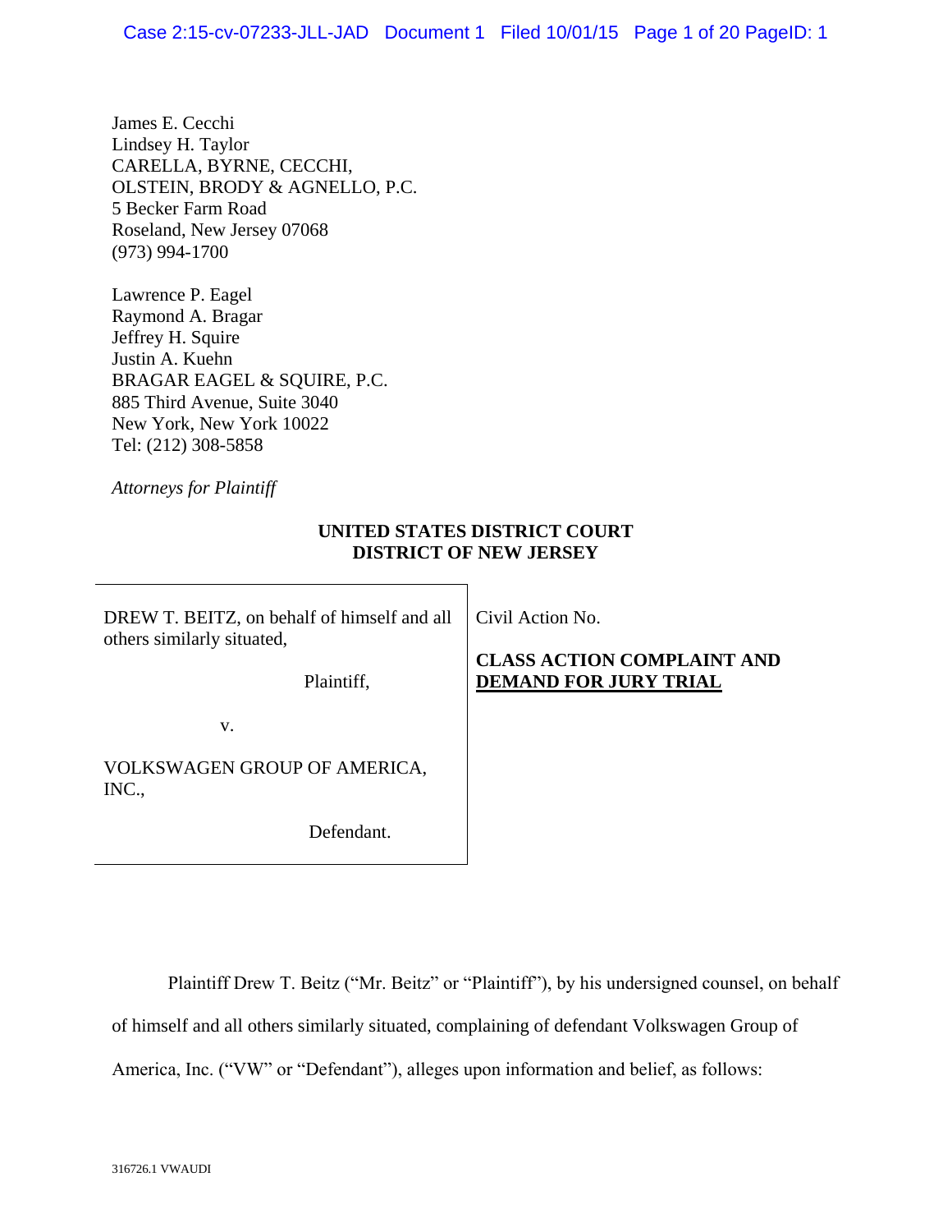James E. Cecchi
Lindsey H. Taylor
CARELLA, BYRNE, CECCHI,
OLSTEIN, BRODY & AGNELLO, P.C.
5 Becker Farm Road
Roseland, New Jersey 07068
(973) 994-1700

Lawrence P. Eagel
Raymond A. Bragar
Jeffrey H. Squire
Justin A. Kuehn
BRAGAR EAGEL & SQUIRE, P.C.
885 Third Avenue, Suite 3040
New York, New York 10022
Tel: (212) 308-5858

*Attorneys for Plaintiff*

**UNITED STATES DISTRICT COURT**
**DISTRICT OF NEW JERSEY**

| | |
|---|---|
| DREW T. BEITZ, on behalf of himself and all others similarly situated,<br><br>Plaintiff,<br><br>v.<br><br>VOLKSWAGEN GROUP OF AMERICA, INC.,<br><br>Defendant. | Civil Action No.<br><br>**CLASS ACTION COMPLAINT AND DEMAND FOR JURY TRIAL** |

Plaintiff Drew T. Beitz ("Mr. Beitz" or "Plaintiff"), by his undersigned counsel, on behalf of himself and all others similarly situated, complaining of defendant Volkswagen Group of America, Inc. ("VW" or "Defendant"), alleges upon information and belief, as follows:

316726.1 VWAUDI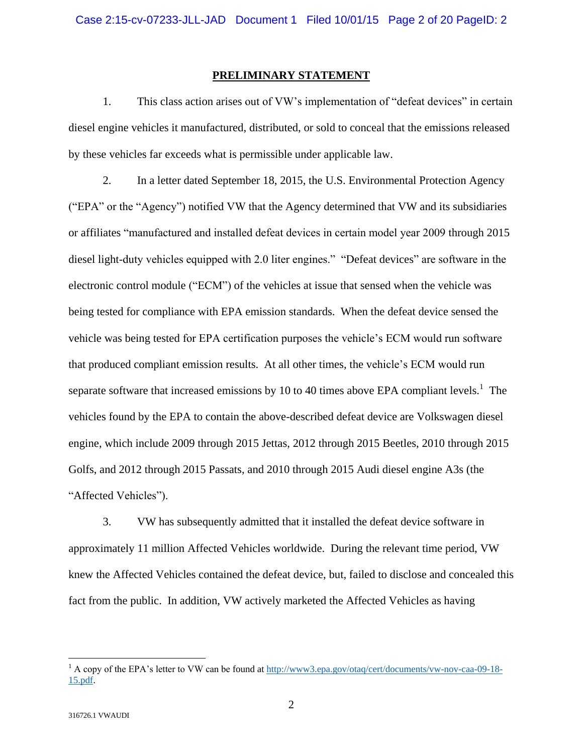## PRELIMINARY STATEMENT

1. This class action arises out of VW's implementation of "defeat devices" in certain diesel engine vehicles it manufactured, distributed, or sold to conceal that the emissions released by these vehicles far exceeds what is permissible under applicable law.

2. In a letter dated September 18, 2015, the U.S. Environmental Protection Agency ("EPA" or the "Agency") notified VW that the Agency determined that VW and its subsidiaries or affiliates "manufactured and installed defeat devices in certain model year 2009 through 2015 diesel light-duty vehicles equipped with 2.0 liter engines." "Defeat devices" are software in the electronic control module ("ECM") of the vehicles at issue that sensed when the vehicle was being tested for compliance with EPA emission standards. When the defeat device sensed the vehicle was being tested for EPA certification purposes the vehicle's ECM would run software that produced compliant emission results. At all other times, the vehicle's ECM would run separate software that increased emissions by 10 to 40 times above EPA compliant levels.[1] The vehicles found by the EPA to contain the above-described defeat device are Volkswagen diesel engine, which include 2009 through 2015 Jettas, 2012 through 2015 Beetles, 2010 through 2015 Golfs, and 2012 through 2015 Passats, and 2010 through 2015 Audi diesel engine A3s (the "Affected Vehicles").

3. VW has subsequently admitted that it installed the defeat device software in approximately 11 million Affected Vehicles worldwide. During the relevant time period, VW knew the Affected Vehicles contained the defeat device, but, failed to disclose and concealed this fact from the public. In addition, VW actively marketed the Affected Vehicles as having

---

[1] A copy of the EPA's letter to VW can be found at http://www3.epa.gov/otaq/cert/documents/vw-nov-caa-09-18-15.pdf.

316726.1 VWAUDI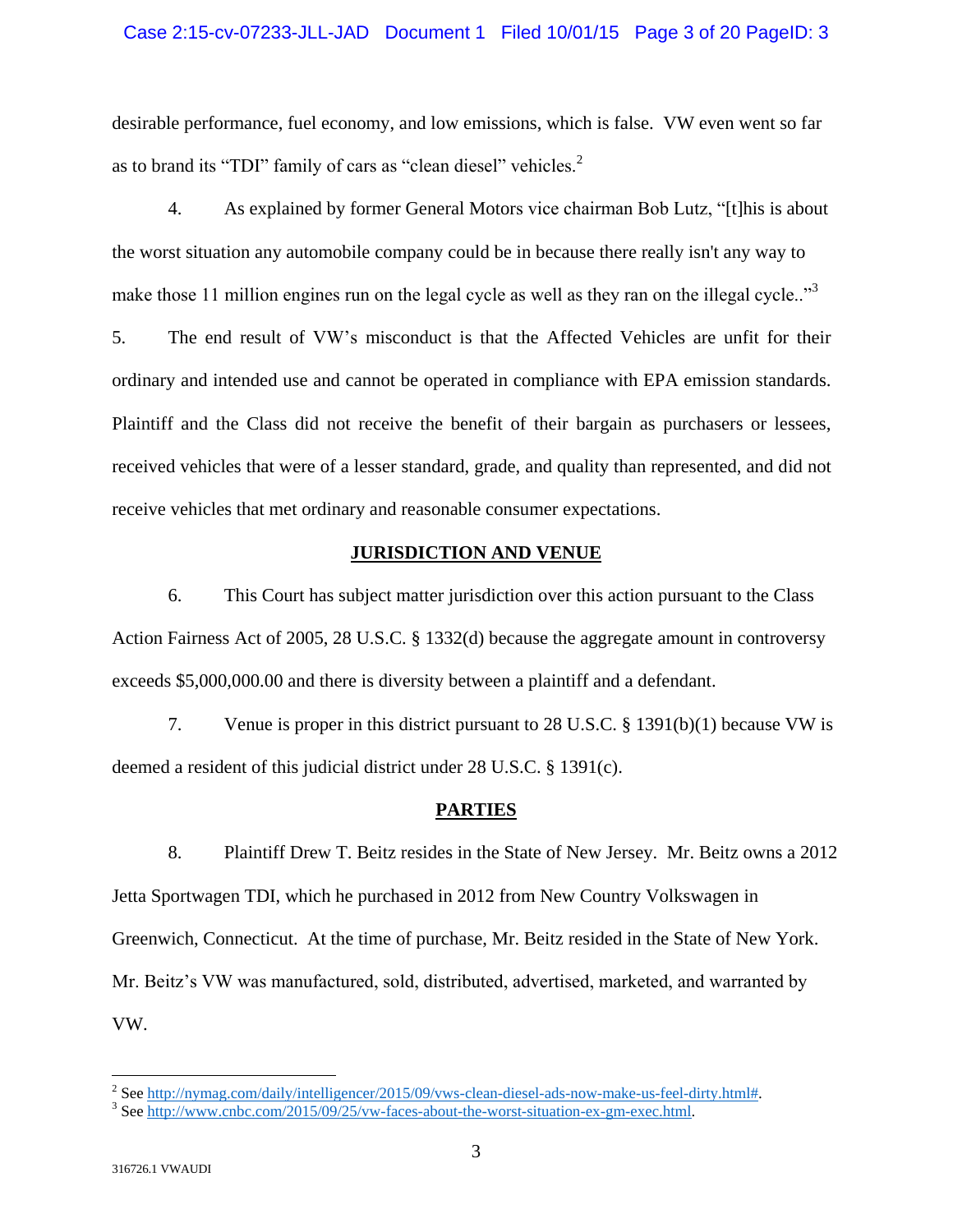desirable performance, fuel economy, and low emissions, which is false. VW even went so far as to brand its "TDI" family of cars as "clean diesel" vehicles.[2]

4. As explained by former General Motors vice chairman Bob Lutz, "[t]his is about the worst situation any automobile company could be in because there really isn't any way to make those 11 million engines run on the legal cycle as well as they ran on the illegal cycle.."[3]

5. The end result of VW's misconduct is that the Affected Vehicles are unfit for their ordinary and intended use and cannot be operated in compliance with EPA emission standards. Plaintiff and the Class did not receive the benefit of their bargain as purchasers or lessees, received vehicles that were of a lesser standard, grade, and quality than represented, and did not receive vehicles that met ordinary and reasonable consumer expectations.

## JURISDICTION AND VENUE

6. This Court has subject matter jurisdiction over this action pursuant to the Class Action Fairness Act of 2005, 28 U.S.C. § 1332(d) because the aggregate amount in controversy exceeds $5,000,000.00 and there is diversity between a plaintiff and a defendant.

7. Venue is proper in this district pursuant to 28 U.S.C. § 1391(b)(1) because VW is deemed a resident of this judicial district under 28 U.S.C. § 1391(c).

## PARTIES

8. Plaintiff Drew T. Beitz resides in the State of New Jersey. Mr. Beitz owns a 2012 Jetta Sportwagen TDI, which he purchased in 2012 from New Country Volkswagen in Greenwich, Connecticut. At the time of purchase, Mr. Beitz resided in the State of New York. Mr. Beitz's VW was manufactured, sold, distributed, advertised, marketed, and warranted by VW.

---

[2] See http://nymag.com/daily/intelligencer/2015/09/vws-clean-diesel-ads-now-make-us-feel-dirty.html#.

[3] See http://www.cnbc.com/2015/09/25/vw-faces-about-the-worst-situation-ex-gm-exec.html.

316726.1 VWAUDI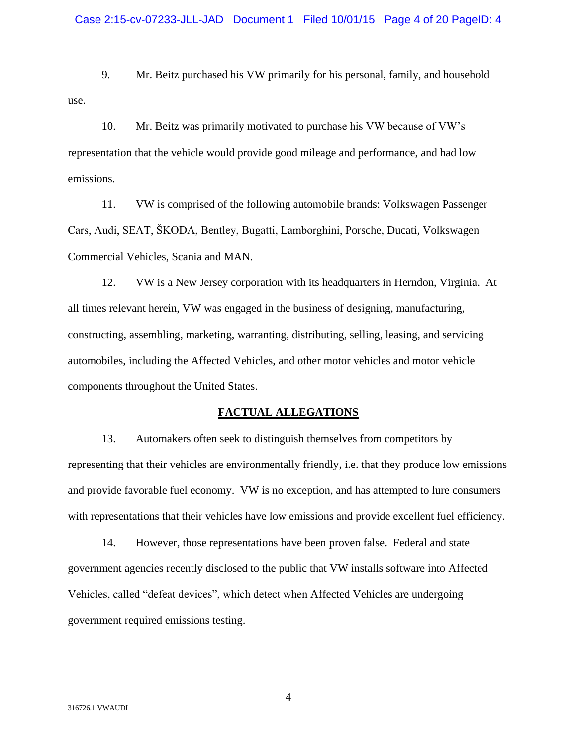9. Mr. Beitz purchased his VW primarily for his personal, family, and household use.

10. Mr. Beitz was primarily motivated to purchase his VW because of VW's representation that the vehicle would provide good mileage and performance, and had low emissions.

11. VW is comprised of the following automobile brands: Volkswagen Passenger Cars, Audi, SEAT, ŠKODA, Bentley, Bugatti, Lamborghini, Porsche, Ducati, Volkswagen Commercial Vehicles, Scania and MAN.

12. VW is a New Jersey corporation with its headquarters in Herndon, Virginia. At all times relevant herein, VW was engaged in the business of designing, manufacturing, constructing, assembling, marketing, warranting, distributing, selling, leasing, and servicing automobiles, including the Affected Vehicles, and other motor vehicles and motor vehicle components throughout the United States.

## FACTUAL ALLEGATIONS

13. Automakers often seek to distinguish themselves from competitors by representing that their vehicles are environmentally friendly, i.e. that they produce low emissions and provide favorable fuel economy. VW is no exception, and has attempted to lure consumers with representations that their vehicles have low emissions and provide excellent fuel efficiency.

14. However, those representations have been proven false. Federal and state government agencies recently disclosed to the public that VW installs software into Affected Vehicles, called "defeat devices", which detect when Affected Vehicles are undergoing government required emissions testing.

316726.1 VWAUDI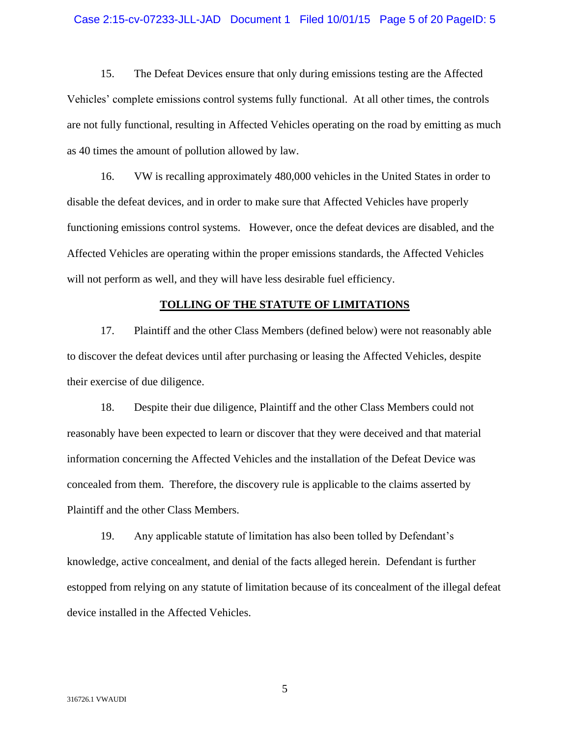15. The Defeat Devices ensure that only during emissions testing are the Affected Vehicles' complete emissions control systems fully functional. At all other times, the controls are not fully functional, resulting in Affected Vehicles operating on the road by emitting as much as 40 times the amount of pollution allowed by law.

16. VW is recalling approximately 480,000 vehicles in the United States in order to disable the defeat devices, and in order to make sure that Affected Vehicles have properly functioning emissions control systems. However, once the defeat devices are disabled, and the Affected Vehicles are operating within the proper emissions standards, the Affected Vehicles will not perform as well, and they will have less desirable fuel efficiency.

## TOLLING OF THE STATUTE OF LIMITATIONS

17. Plaintiff and the other Class Members (defined below) were not reasonably able to discover the defeat devices until after purchasing or leasing the Affected Vehicles, despite their exercise of due diligence.

18. Despite their due diligence, Plaintiff and the other Class Members could not reasonably have been expected to learn or discover that they were deceived and that material information concerning the Affected Vehicles and the installation of the Defeat Device was concealed from them. Therefore, the discovery rule is applicable to the claims asserted by Plaintiff and the other Class Members.

19. Any applicable statute of limitation has also been tolled by Defendant's knowledge, active concealment, and denial of the facts alleged herein. Defendant is further estopped from relying on any statute of limitation because of its concealment of the illegal defeat device installed in the Affected Vehicles.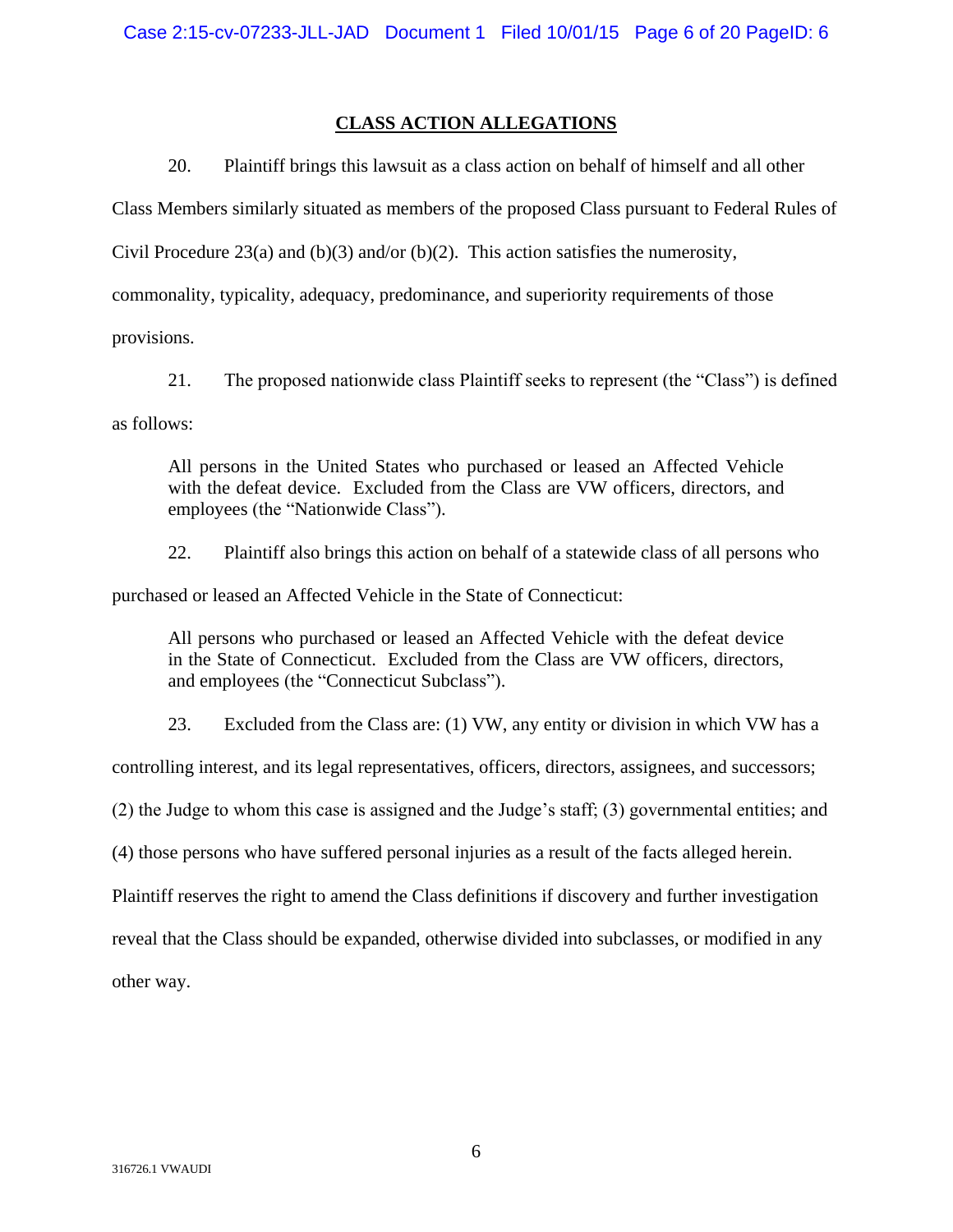## CLASS ACTION ALLEGATIONS

20. Plaintiff brings this lawsuit as a class action on behalf of himself and all other Class Members similarly situated as members of the proposed Class pursuant to Federal Rules of Civil Procedure 23(a) and (b)(3) and/or (b)(2). This action satisfies the numerosity, commonality, typicality, adequacy, predominance, and superiority requirements of those provisions.

21. The proposed nationwide class Plaintiff seeks to represent (the "Class") is defined as follows:

> All persons in the United States who purchased or leased an Affected Vehicle with the defeat device. Excluded from the Class are VW officers, directors, and employees (the "Nationwide Class").

22. Plaintiff also brings this action on behalf of a statewide class of all persons who purchased or leased an Affected Vehicle in the State of Connecticut:

> All persons who purchased or leased an Affected Vehicle with the defeat device in the State of Connecticut. Excluded from the Class are VW officers, directors, and employees (the "Connecticut Subclass").

23. Excluded from the Class are: (1) VW, any entity or division in which VW has a controlling interest, and its legal representatives, officers, directors, assignees, and successors; (2) the Judge to whom this case is assigned and the Judge's staff; (3) governmental entities; and (4) those persons who have suffered personal injuries as a result of the facts alleged herein. Plaintiff reserves the right to amend the Class definitions if discovery and further investigation reveal that the Class should be expanded, otherwise divided into subclasses, or modified in any other way.

316726.1 VWAUDI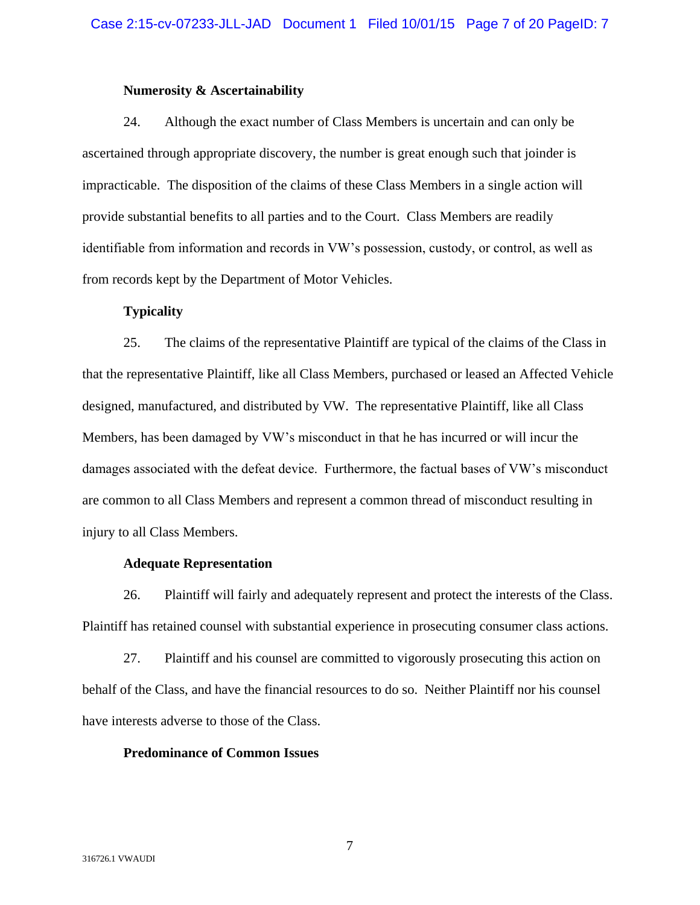**Numerosity & Ascertainability**

24. Although the exact number of Class Members is uncertain and can only be ascertained through appropriate discovery, the number is great enough such that joinder is impracticable. The disposition of the claims of these Class Members in a single action will provide substantial benefits to all parties and to the Court. Class Members are readily identifiable from information and records in VW's possession, custody, or control, as well as from records kept by the Department of Motor Vehicles.

**Typicality**

25. The claims of the representative Plaintiff are typical of the claims of the Class in that the representative Plaintiff, like all Class Members, purchased or leased an Affected Vehicle designed, manufactured, and distributed by VW. The representative Plaintiff, like all Class Members, has been damaged by VW's misconduct in that he has incurred or will incur the damages associated with the defeat device. Furthermore, the factual bases of VW's misconduct are common to all Class Members and represent a common thread of misconduct resulting in injury to all Class Members.

**Adequate Representation**

26. Plaintiff will fairly and adequately represent and protect the interests of the Class. Plaintiff has retained counsel with substantial experience in prosecuting consumer class actions.

27. Plaintiff and his counsel are committed to vigorously prosecuting this action on behalf of the Class, and have the financial resources to do so. Neither Plaintiff nor his counsel have interests adverse to those of the Class.

**Predominance of Common Issues**

316726.1 VWAUDI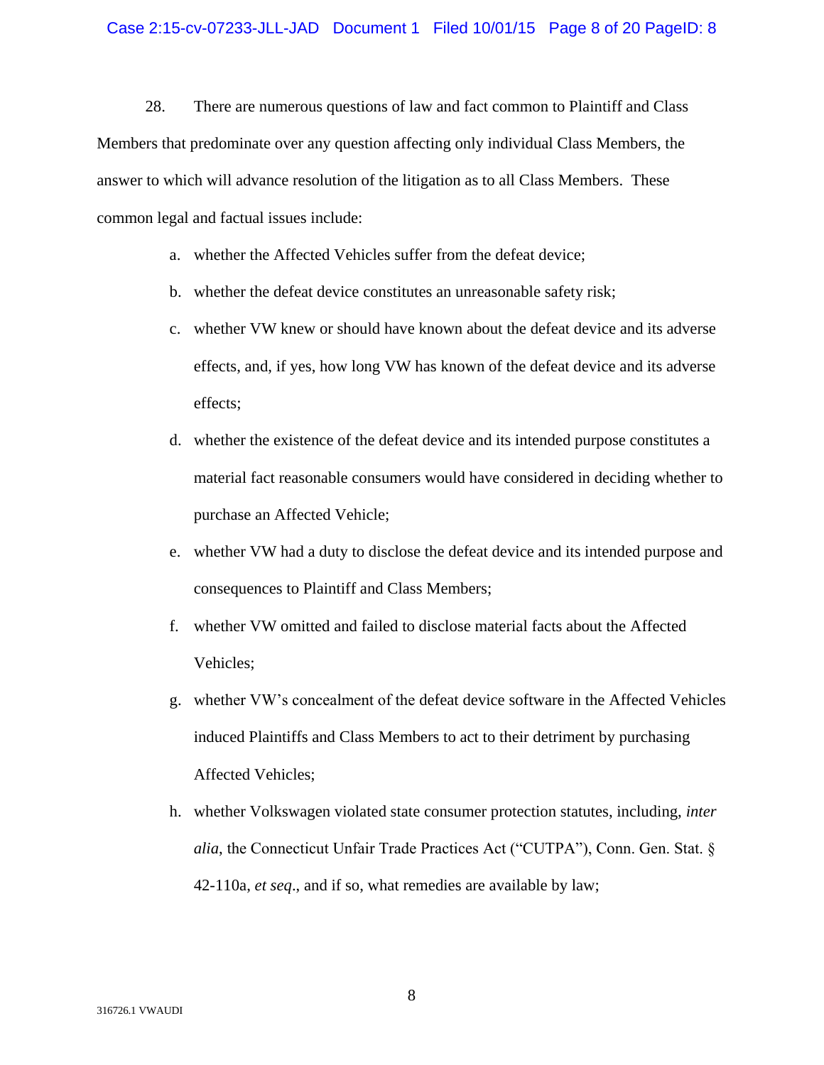28. There are numerous questions of law and fact common to Plaintiff and Class Members that predominate over any question affecting only individual Class Members, the answer to which will advance resolution of the litigation as to all Class Members. These common legal and factual issues include:

a. whether the Affected Vehicles suffer from the defeat device;

b. whether the defeat device constitutes an unreasonable safety risk;

c. whether VW knew or should have known about the defeat device and its adverse effects, and, if yes, how long VW has known of the defeat device and its adverse effects;

d. whether the existence of the defeat device and its intended purpose constitutes a material fact reasonable consumers would have considered in deciding whether to purchase an Affected Vehicle;

e. whether VW had a duty to disclose the defeat device and its intended purpose and consequences to Plaintiff and Class Members;

f. whether VW omitted and failed to disclose material facts about the Affected Vehicles;

g. whether VW's concealment of the defeat device software in the Affected Vehicles induced Plaintiffs and Class Members to act to their detriment by purchasing Affected Vehicles;

h. whether Volkswagen violated state consumer protection statutes, including, *inter alia*, the Connecticut Unfair Trade Practices Act ("CUTPA"), Conn. Gen. Stat. § 42-110a, *et seq*., and if so, what remedies are available by law;

316726.1 VWAUDI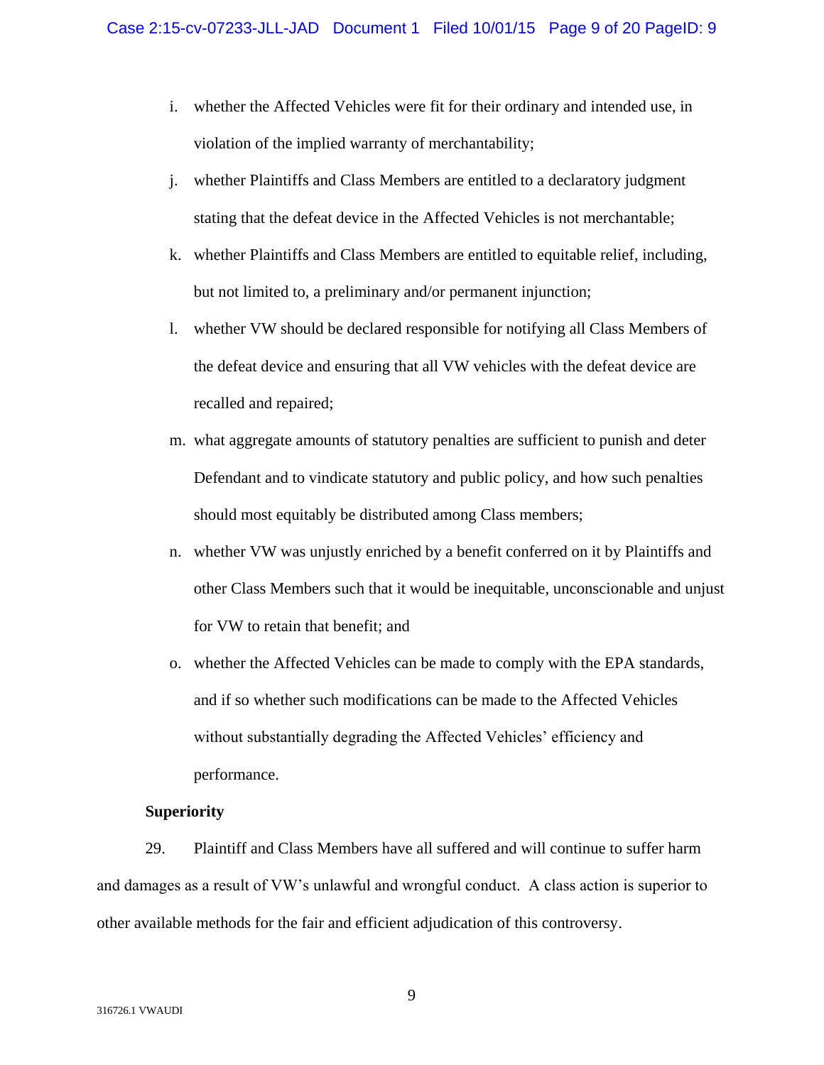i. whether the Affected Vehicles were fit for their ordinary and intended use, in violation of the implied warranty of merchantability;

j. whether Plaintiffs and Class Members are entitled to a declaratory judgment stating that the defeat device in the Affected Vehicles is not merchantable;

k. whether Plaintiffs and Class Members are entitled to equitable relief, including, but not limited to, a preliminary and/or permanent injunction;

l. whether VW should be declared responsible for notifying all Class Members of the defeat device and ensuring that all VW vehicles with the defeat device are recalled and repaired;

m. what aggregate amounts of statutory penalties are sufficient to punish and deter Defendant and to vindicate statutory and public policy, and how such penalties should most equitably be distributed among Class members;

n. whether VW was unjustly enriched by a benefit conferred on it by Plaintiffs and other Class Members such that it would be inequitable, unconscionable and unjust for VW to retain that benefit; and

o. whether the Affected Vehicles can be made to comply with the EPA standards, and if so whether such modifications can be made to the Affected Vehicles without substantially degrading the Affected Vehicles' efficiency and performance.

**Superiority**

29. Plaintiff and Class Members have all suffered and will continue to suffer harm and damages as a result of VW's unlawful and wrongful conduct. A class action is superior to other available methods for the fair and efficient adjudication of this controversy.

316726.1 VWAUDI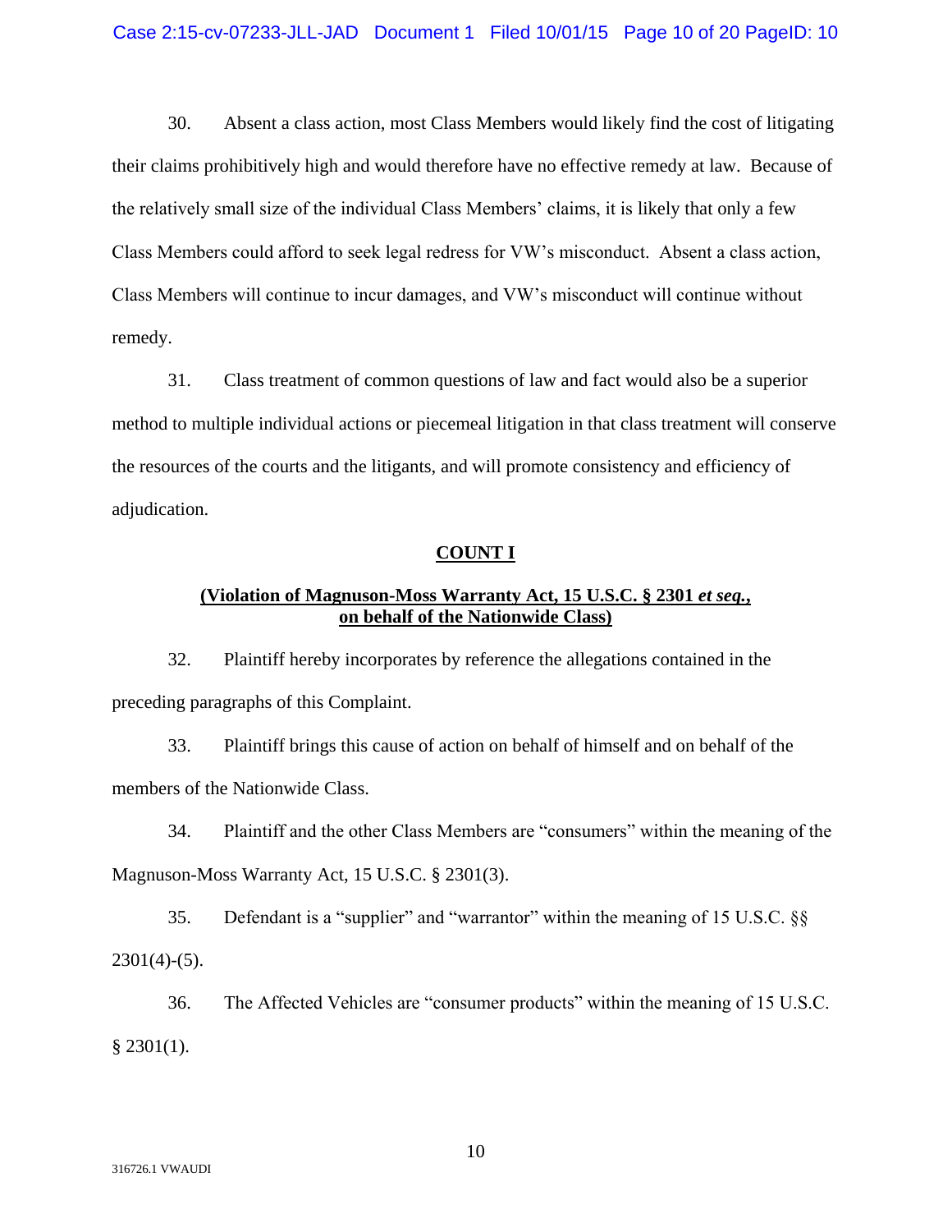30. Absent a class action, most Class Members would likely find the cost of litigating their claims prohibitively high and would therefore have no effective remedy at law. Because of the relatively small size of the individual Class Members' claims, it is likely that only a few Class Members could afford to seek legal redress for VW's misconduct. Absent a class action, Class Members will continue to incur damages, and VW's misconduct will continue without remedy.

31. Class treatment of common questions of law and fact would also be a superior method to multiple individual actions or piecemeal litigation in that class treatment will conserve the resources of the courts and the litigants, and will promote consistency and efficiency of adjudication.

## COUNT I

### (Violation of Magnuson-Moss Warranty Act, 15 U.S.C. § 2301 *et seq.*, on behalf of the Nationwide Class)

32. Plaintiff hereby incorporates by reference the allegations contained in the preceding paragraphs of this Complaint.

33. Plaintiff brings this cause of action on behalf of himself and on behalf of the members of the Nationwide Class.

34. Plaintiff and the other Class Members are "consumers" within the meaning of the Magnuson-Moss Warranty Act, 15 U.S.C. § 2301(3).

35. Defendant is a "supplier" and "warrantor" within the meaning of 15 U.S.C. §§ 2301(4)-(5).

36. The Affected Vehicles are "consumer products" within the meaning of 15 U.S.C. § 2301(1).

316726.1 VWAUDI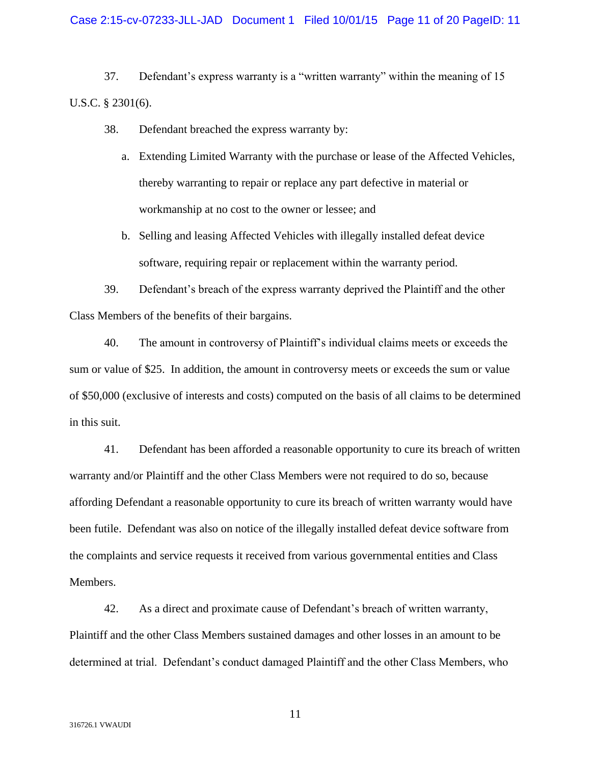37. Defendant's express warranty is a "written warranty" within the meaning of 15 U.S.C. § 2301(6).

38. Defendant breached the express warranty by:

   a. Extending Limited Warranty with the purchase or lease of the Affected Vehicles, thereby warranting to repair or replace any part defective in material or workmanship at no cost to the owner or lessee; and

   b. Selling and leasing Affected Vehicles with illegally installed defeat device software, requiring repair or replacement within the warranty period.

39. Defendant's breach of the express warranty deprived the Plaintiff and the other Class Members of the benefits of their bargains.

40. The amount in controversy of Plaintiff's individual claims meets or exceeds the sum or value of $25. In addition, the amount in controversy meets or exceeds the sum or value of $50,000 (exclusive of interests and costs) computed on the basis of all claims to be determined in this suit.

41. Defendant has been afforded a reasonable opportunity to cure its breach of written warranty and/or Plaintiff and the other Class Members were not required to do so, because affording Defendant a reasonable opportunity to cure its breach of written warranty would have been futile. Defendant was also on notice of the illegally installed defeat device software from the complaints and service requests it received from various governmental entities and Class Members.

42. As a direct and proximate cause of Defendant's breach of written warranty, Plaintiff and the other Class Members sustained damages and other losses in an amount to be determined at trial. Defendant's conduct damaged Plaintiff and the other Class Members, who

316726.1 VWAUDI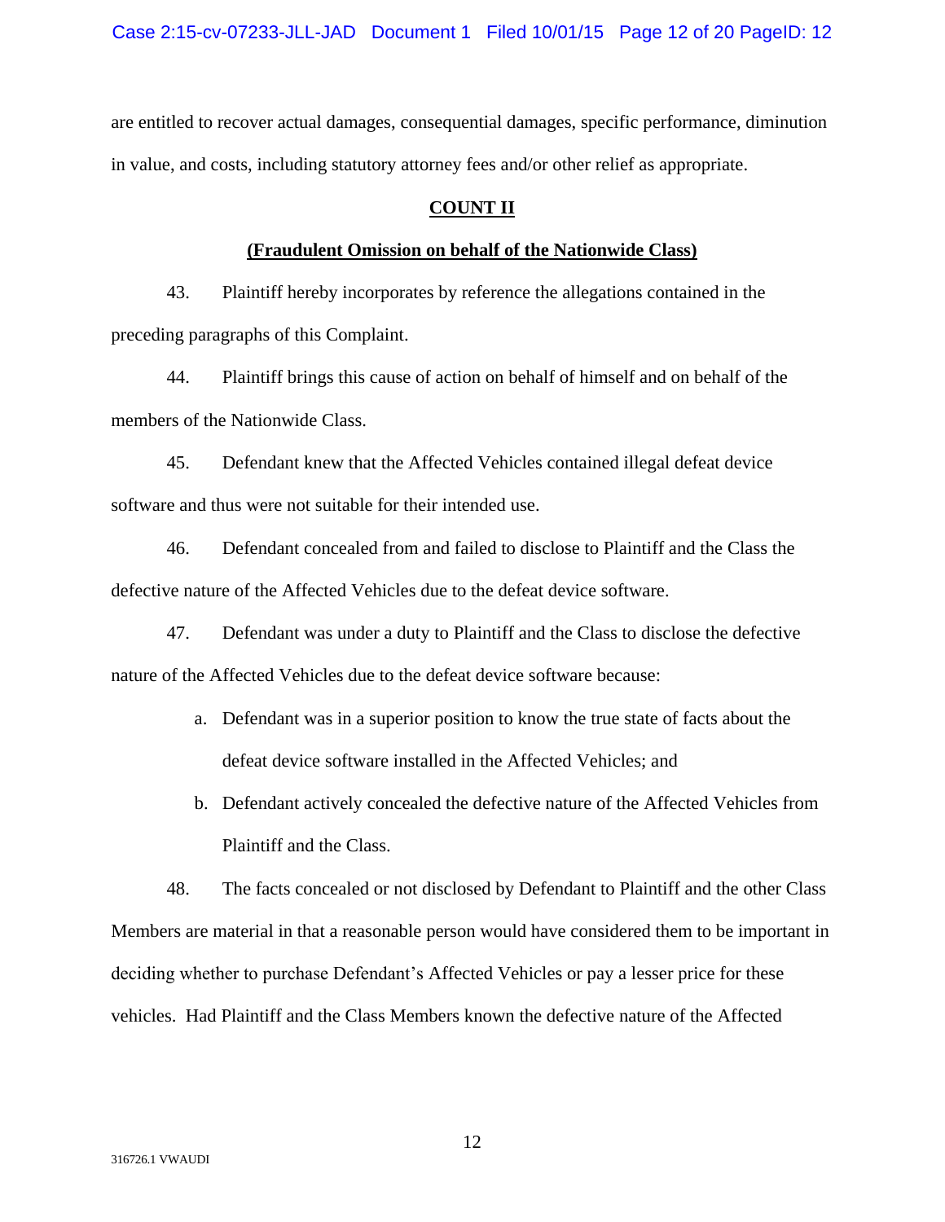are entitled to recover actual damages, consequential damages, specific performance, diminution in value, and costs, including statutory attorney fees and/or other relief as appropriate.

## COUNT II

### (Fraudulent Omission on behalf of the Nationwide Class)

43. Plaintiff hereby incorporates by reference the allegations contained in the preceding paragraphs of this Complaint.

44. Plaintiff brings this cause of action on behalf of himself and on behalf of the members of the Nationwide Class.

45. Defendant knew that the Affected Vehicles contained illegal defeat device software and thus were not suitable for their intended use.

46. Defendant concealed from and failed to disclose to Plaintiff and the Class the defective nature of the Affected Vehicles due to the defeat device software.

47. Defendant was under a duty to Plaintiff and the Class to disclose the defective nature of the Affected Vehicles due to the defeat device software because:

a. Defendant was in a superior position to know the true state of facts about the defeat device software installed in the Affected Vehicles; and

b. Defendant actively concealed the defective nature of the Affected Vehicles from Plaintiff and the Class.

48. The facts concealed or not disclosed by Defendant to Plaintiff and the other Class Members are material in that a reasonable person would have considered them to be important in deciding whether to purchase Defendant's Affected Vehicles or pay a lesser price for these vehicles. Had Plaintiff and the Class Members known the defective nature of the Affected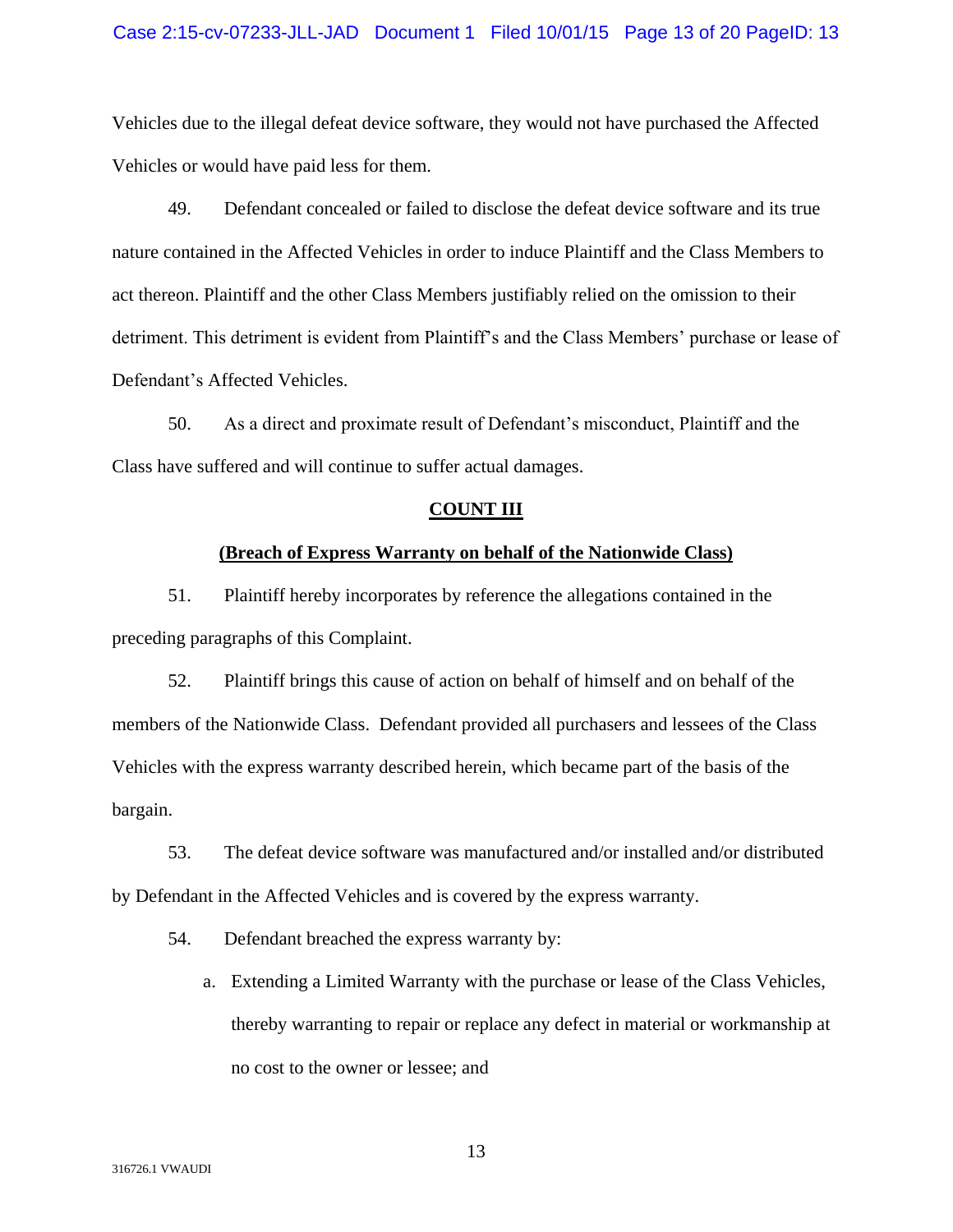Vehicles due to the illegal defeat device software, they would not have purchased the Affected Vehicles or would have paid less for them.

49. Defendant concealed or failed to disclose the defeat device software and its true nature contained in the Affected Vehicles in order to induce Plaintiff and the Class Members to act thereon. Plaintiff and the other Class Members justifiably relied on the omission to their detriment. This detriment is evident from Plaintiff's and the Class Members' purchase or lease of Defendant's Affected Vehicles.

50. As a direct and proximate result of Defendant's misconduct, Plaintiff and the Class have suffered and will continue to suffer actual damages.

## COUNT III

### (Breach of Express Warranty on behalf of the Nationwide Class)

51. Plaintiff hereby incorporates by reference the allegations contained in the preceding paragraphs of this Complaint.

52. Plaintiff brings this cause of action on behalf of himself and on behalf of the members of the Nationwide Class. Defendant provided all purchasers and lessees of the Class Vehicles with the express warranty described herein, which became part of the basis of the bargain.

53. The defeat device software was manufactured and/or installed and/or distributed by Defendant in the Affected Vehicles and is covered by the express warranty.

54. Defendant breached the express warranty by:

a. Extending a Limited Warranty with the purchase or lease of the Class Vehicles, thereby warranting to repair or replace any defect in material or workmanship at no cost to the owner or lessee; and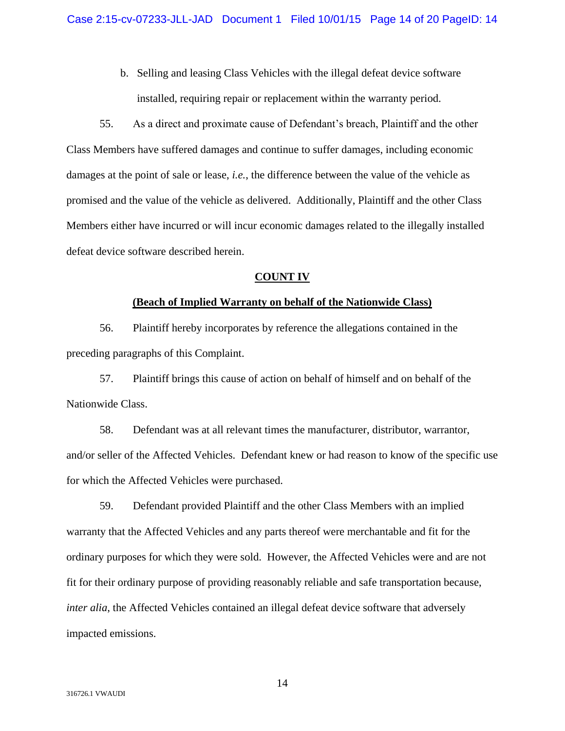b. Selling and leasing Class Vehicles with the illegal defeat device software installed, requiring repair or replacement within the warranty period.

55. As a direct and proximate cause of Defendant's breach, Plaintiff and the other Class Members have suffered damages and continue to suffer damages, including economic damages at the point of sale or lease, *i.e.*, the difference between the value of the vehicle as promised and the value of the vehicle as delivered. Additionally, Plaintiff and the other Class Members either have incurred or will incur economic damages related to the illegally installed defeat device software described herein.

**COUNT IV**

**(Beach of Implied Warranty on behalf of the Nationwide Class)**

56. Plaintiff hereby incorporates by reference the allegations contained in the preceding paragraphs of this Complaint.

57. Plaintiff brings this cause of action on behalf of himself and on behalf of the Nationwide Class.

58. Defendant was at all relevant times the manufacturer, distributor, warrantor, and/or seller of the Affected Vehicles. Defendant knew or had reason to know of the specific use for which the Affected Vehicles were purchased.

59. Defendant provided Plaintiff and the other Class Members with an implied warranty that the Affected Vehicles and any parts thereof were merchantable and fit for the ordinary purposes for which they were sold. However, the Affected Vehicles were and are not fit for their ordinary purpose of providing reasonably reliable and safe transportation because, *inter alia*, the Affected Vehicles contained an illegal defeat device software that adversely impacted emissions.

316726.1 VWAUDI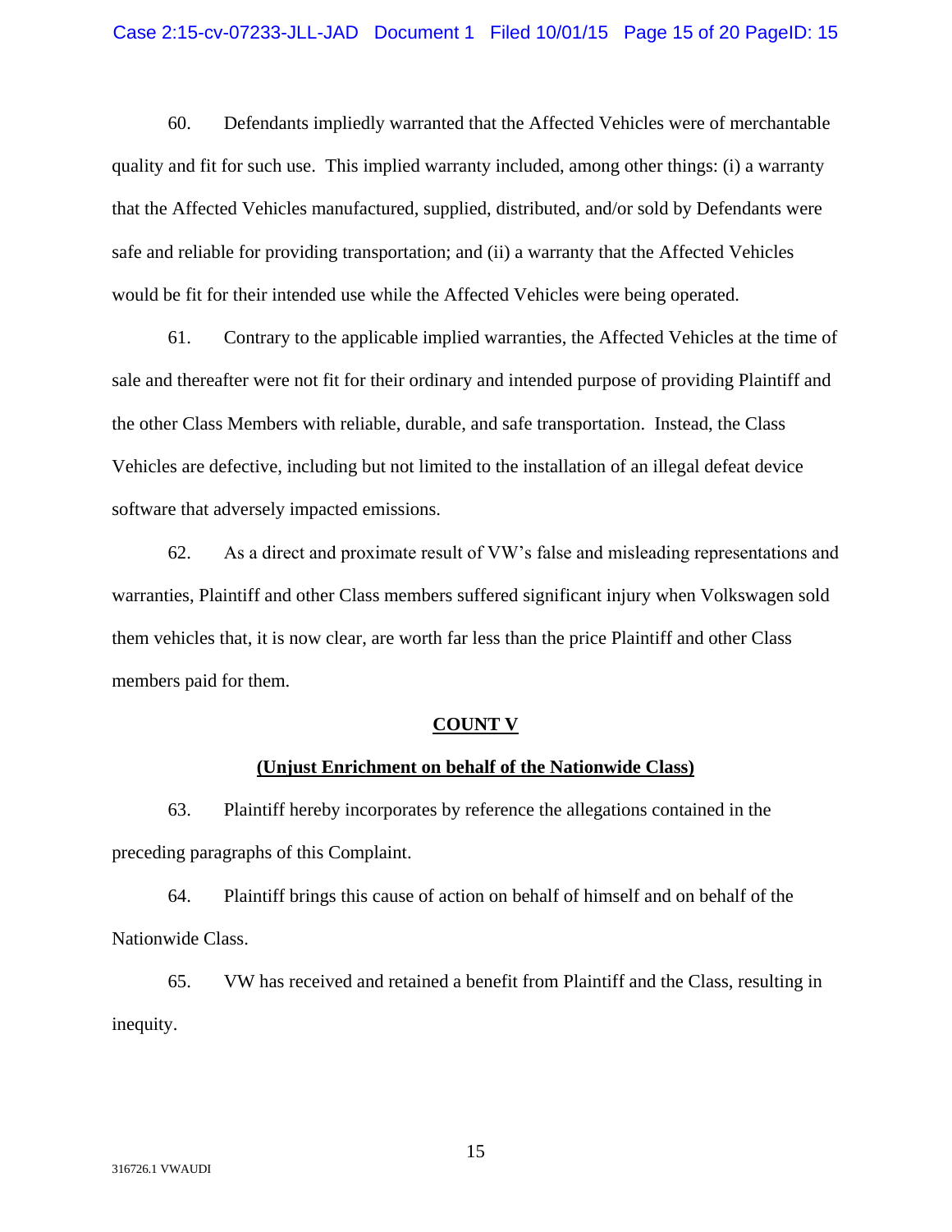60. Defendants impliedly warranted that the Affected Vehicles were of merchantable quality and fit for such use. This implied warranty included, among other things: (i) a warranty that the Affected Vehicles manufactured, supplied, distributed, and/or sold by Defendants were safe and reliable for providing transportation; and (ii) a warranty that the Affected Vehicles would be fit for their intended use while the Affected Vehicles were being operated.

61. Contrary to the applicable implied warranties, the Affected Vehicles at the time of sale and thereafter were not fit for their ordinary and intended purpose of providing Plaintiff and the other Class Members with reliable, durable, and safe transportation. Instead, the Class Vehicles are defective, including but not limited to the installation of an illegal defeat device software that adversely impacted emissions.

62. As a direct and proximate result of VW's false and misleading representations and warranties, Plaintiff and other Class members suffered significant injury when Volkswagen sold them vehicles that, it is now clear, are worth far less than the price Plaintiff and other Class members paid for them.

**COUNT V**

**(Unjust Enrichment on behalf of the Nationwide Class)**

63. Plaintiff hereby incorporates by reference the allegations contained in the preceding paragraphs of this Complaint.

64. Plaintiff brings this cause of action on behalf of himself and on behalf of the Nationwide Class.

65. VW has received and retained a benefit from Plaintiff and the Class, resulting in inequity.

316726.1 VWAUDI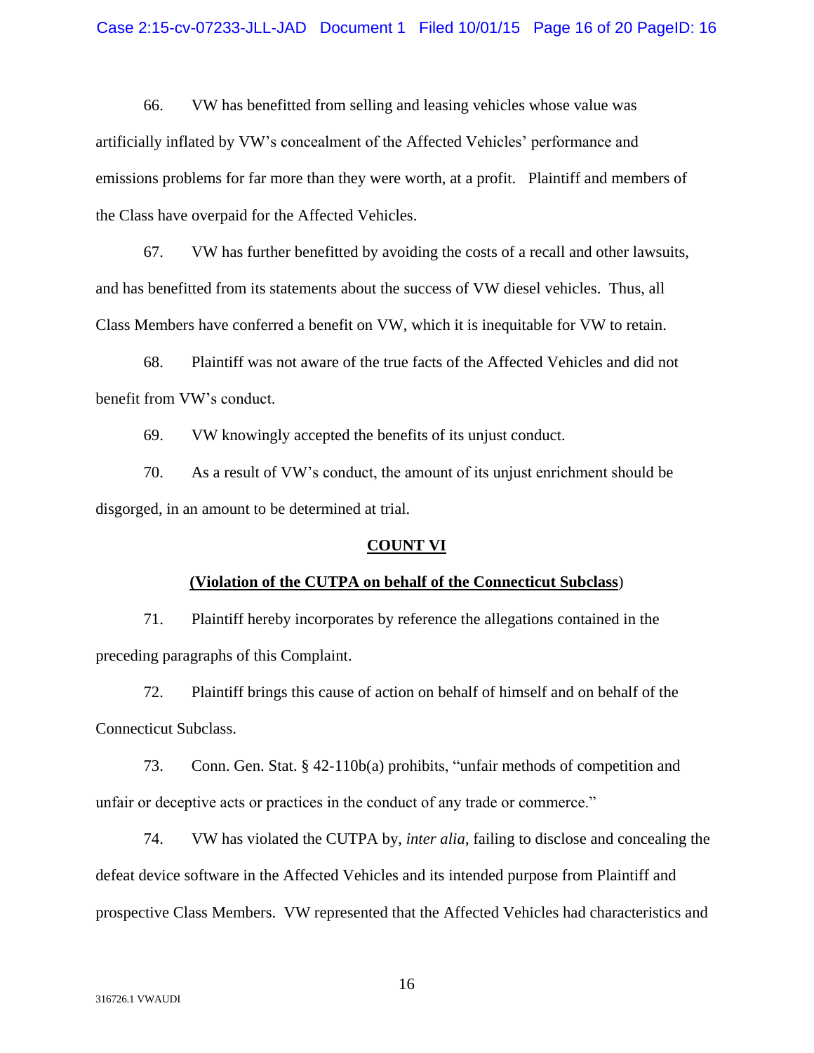66. VW has benefitted from selling and leasing vehicles whose value was artificially inflated by VW's concealment of the Affected Vehicles' performance and emissions problems for far more than they were worth, at a profit. Plaintiff and members of the Class have overpaid for the Affected Vehicles.

67. VW has further benefitted by avoiding the costs of a recall and other lawsuits, and has benefitted from its statements about the success of VW diesel vehicles. Thus, all Class Members have conferred a benefit on VW, which it is inequitable for VW to retain.

68. Plaintiff was not aware of the true facts of the Affected Vehicles and did not benefit from VW's conduct.

69. VW knowingly accepted the benefits of its unjust conduct.

70. As a result of VW's conduct, the amount of its unjust enrichment should be disgorged, in an amount to be determined at trial.

**COUNT VI**

**(Violation of the CUTPA on behalf of the Connecticut Subclass)**

71. Plaintiff hereby incorporates by reference the allegations contained in the preceding paragraphs of this Complaint.

72. Plaintiff brings this cause of action on behalf of himself and on behalf of the Connecticut Subclass.

73. Conn. Gen. Stat. § 42-110b(a) prohibits, "unfair methods of competition and unfair or deceptive acts or practices in the conduct of any trade or commerce."

74. VW has violated the CUTPA by, *inter alia*, failing to disclose and concealing the defeat device software in the Affected Vehicles and its intended purpose from Plaintiff and prospective Class Members. VW represented that the Affected Vehicles had characteristics and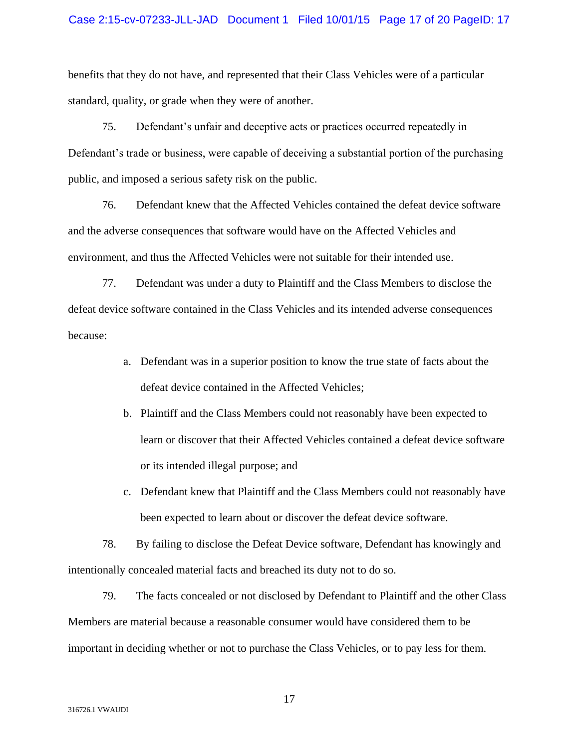benefits that they do not have, and represented that their Class Vehicles were of a particular standard, quality, or grade when they were of another.

75. Defendant's unfair and deceptive acts or practices occurred repeatedly in Defendant's trade or business, were capable of deceiving a substantial portion of the purchasing public, and imposed a serious safety risk on the public.

76. Defendant knew that the Affected Vehicles contained the defeat device software and the adverse consequences that software would have on the Affected Vehicles and environment, and thus the Affected Vehicles were not suitable for their intended use.

77. Defendant was under a duty to Plaintiff and the Class Members to disclose the defeat device software contained in the Class Vehicles and its intended adverse consequences because:

a. Defendant was in a superior position to know the true state of facts about the defeat device contained in the Affected Vehicles;

b. Plaintiff and the Class Members could not reasonably have been expected to learn or discover that their Affected Vehicles contained a defeat device software or its intended illegal purpose; and

c. Defendant knew that Plaintiff and the Class Members could not reasonably have been expected to learn about or discover the defeat device software.

78. By failing to disclose the Defeat Device software, Defendant has knowingly and intentionally concealed material facts and breached its duty not to do so.

79. The facts concealed or not disclosed by Defendant to Plaintiff and the other Class Members are material because a reasonable consumer would have considered them to be important in deciding whether or not to purchase the Class Vehicles, or to pay less for them.

316726.1 VWAUDI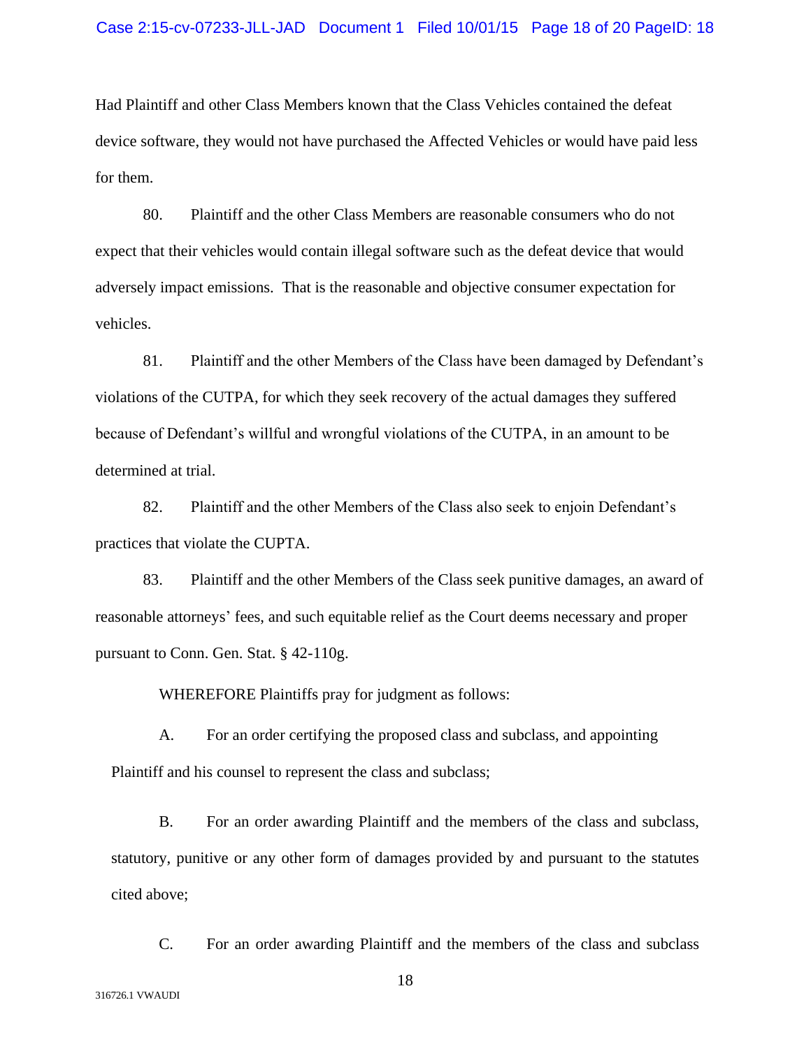Had Plaintiff and other Class Members known that the Class Vehicles contained the defeat device software, they would not have purchased the Affected Vehicles or would have paid less for them.

80. Plaintiff and the other Class Members are reasonable consumers who do not expect that their vehicles would contain illegal software such as the defeat device that would adversely impact emissions. That is the reasonable and objective consumer expectation for vehicles.

81. Plaintiff and the other Members of the Class have been damaged by Defendant's violations of the CUTPA, for which they seek recovery of the actual damages they suffered because of Defendant's willful and wrongful violations of the CUTPA, in an amount to be determined at trial.

82. Plaintiff and the other Members of the Class also seek to enjoin Defendant's practices that violate the CUPTA.

83. Plaintiff and the other Members of the Class seek punitive damages, an award of reasonable attorneys' fees, and such equitable relief as the Court deems necessary and proper pursuant to Conn. Gen. Stat. § 42-110g.

WHEREFORE Plaintiffs pray for judgment as follows:

A. For an order certifying the proposed class and subclass, and appointing Plaintiff and his counsel to represent the class and subclass;

B. For an order awarding Plaintiff and the members of the class and subclass, statutory, punitive or any other form of damages provided by and pursuant to the statutes cited above;

C. For an order awarding Plaintiff and the members of the class and subclass

316726.1 VWAUDI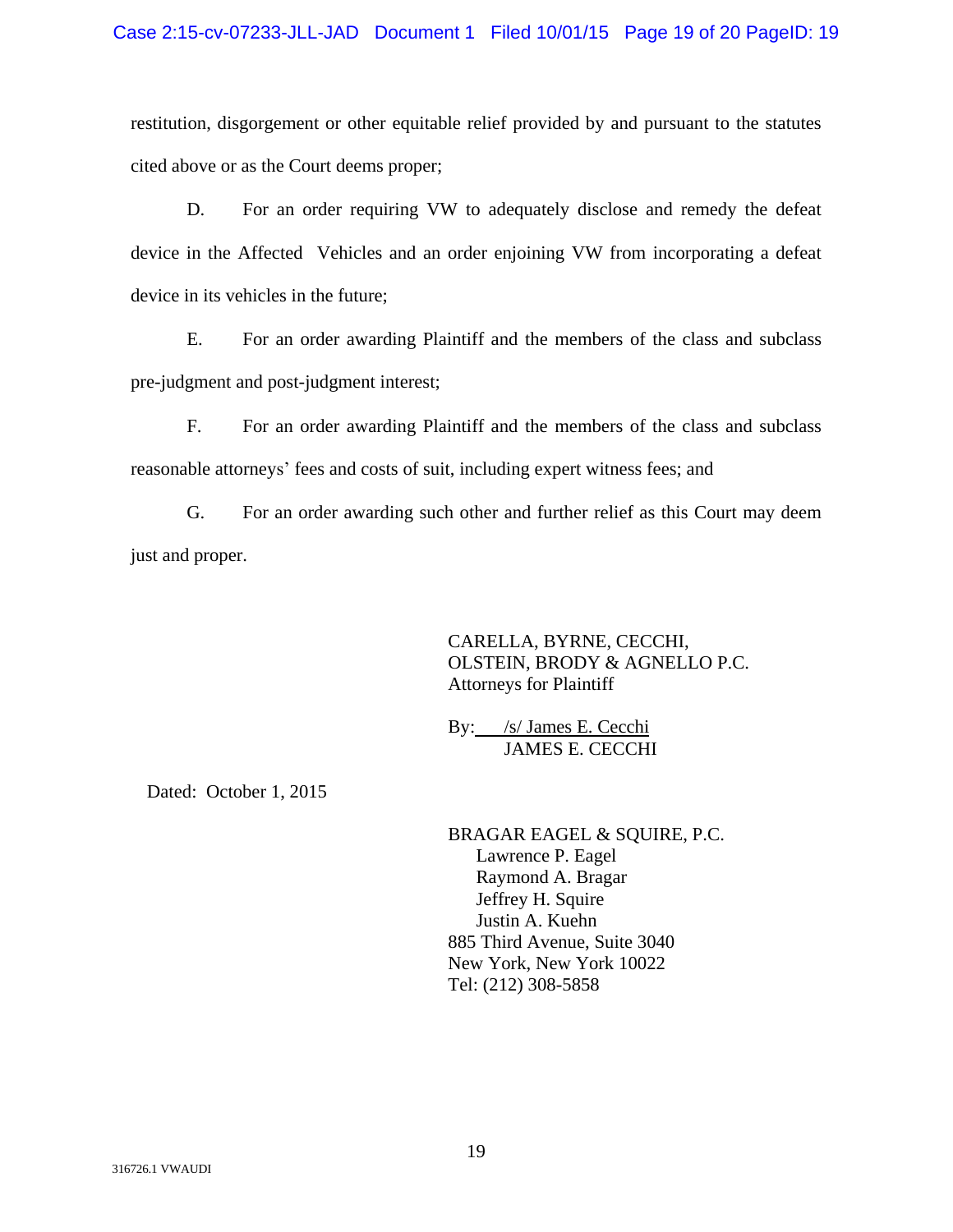restitution, disgorgement or other equitable relief provided by and pursuant to the statutes cited above or as the Court deems proper;

D. For an order requiring VW to adequately disclose and remedy the defeat device in the Affected Vehicles and an order enjoining VW from incorporating a defeat device in its vehicles in the future;

E. For an order awarding Plaintiff and the members of the class and subclass pre-judgment and post-judgment interest;

F. For an order awarding Plaintiff and the members of the class and subclass reasonable attorneys' fees and costs of suit, including expert witness fees; and

G. For an order awarding such other and further relief as this Court may deem just and proper.

CARELLA, BYRNE, CECCHI,
OLSTEIN, BRODY & AGNELLO P.C.
Attorneys for Plaintiff

By: /s/ James E. Cecchi
JAMES E. CECCHI

Dated: October 1, 2015

BRAGAR EAGEL & SQUIRE, P.C.
Lawrence P. Eagel
Raymond A. Bragar
Jeffrey H. Squire
Justin A. Kuehn
885 Third Avenue, Suite 3040
New York, New York 10022
Tel: (212) 308-5858

316726.1 VWAUDI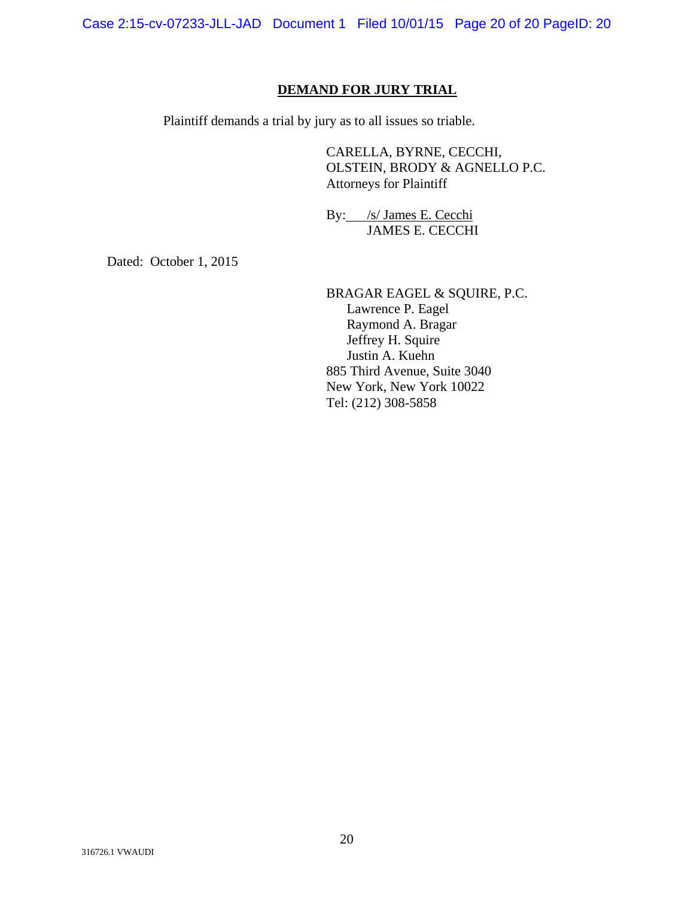## DEMAND FOR JURY TRIAL

Plaintiff demands a trial by jury as to all issues so triable.

CARELLA, BYRNE, CECCHI,
OLSTEIN, BRODY & AGNELLO P.C.
Attorneys for Plaintiff

By: /s/ James E. Cecchi
JAMES E. CECCHI

Dated: October 1, 2015

BRAGAR EAGEL & SQUIRE, P.C.
Lawrence P. Eagel
Raymond A. Bragar
Jeffrey H. Squire
Justin A. Kuehn
885 Third Avenue, Suite 3040
New York, New York 10022
Tel: (212) 308-5858

316726.1 VWAUDI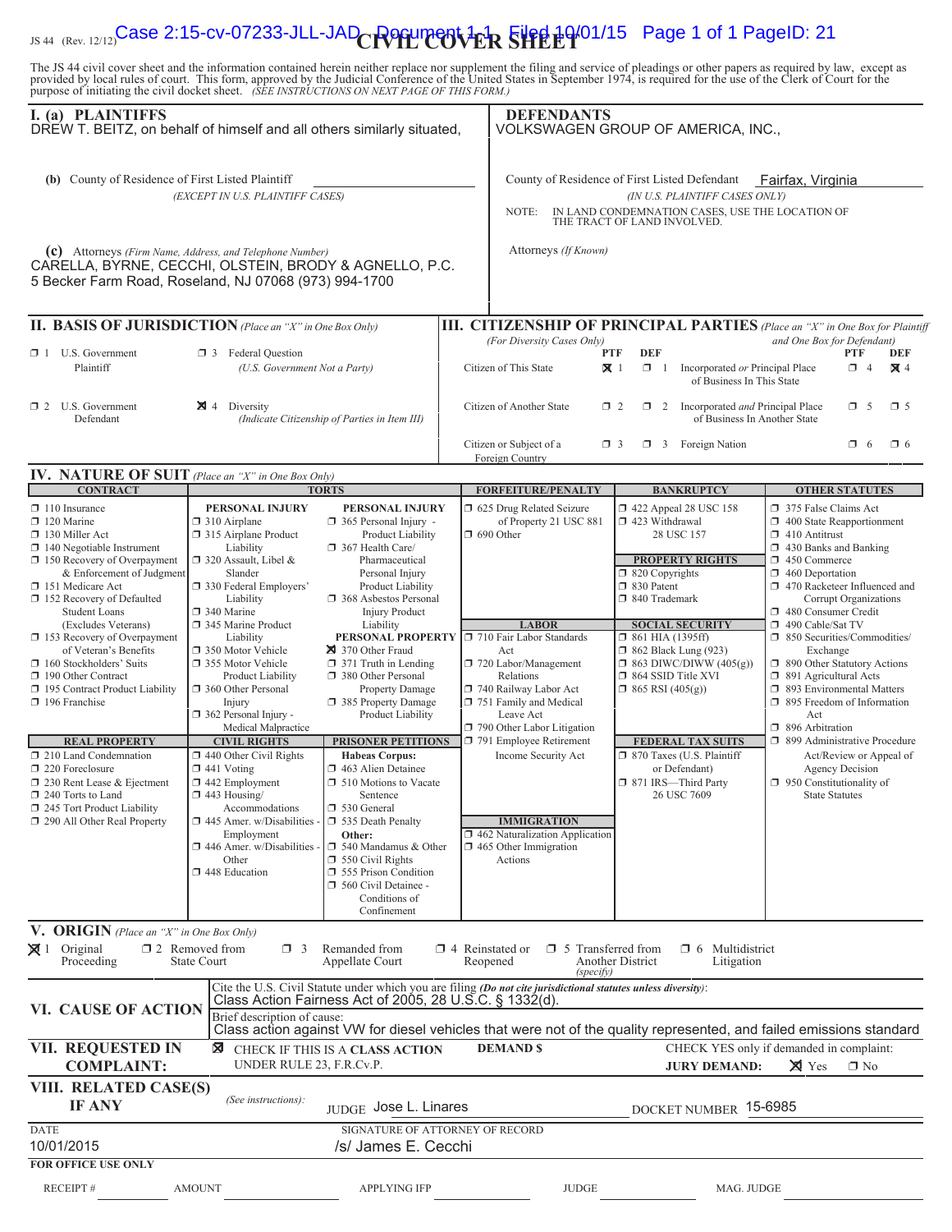JS 44 (Rev. 12/12)

# CIVIL COVER SHEET

The JS 44 civil cover sheet and the information contained herein neither replace nor supplement the filing and service of pleadings or other papers as required by law, except as provided by local rules of court. This form, approved by the Judicial Conference of the United States in September 1974, is required for the use of the Clerk of Court for the purpose of initiating the civil docket sheet. *(SEE INSTRUCTIONS ON NEXT PAGE OF THIS FORM.)*

## I. (a) PLAINTIFFS

DREW T. BEITZ, on behalf of himself and all others similarly situated,

**DEFENDANTS**

VOLKSWAGEN GROUP OF AMERICA, INC.,

**(b)** County of Residence of First Listed Plaintiff ______
*(EXCEPT IN U.S. PLAINTIFF CASES)*

County of Residence of First Listed Defendant Fairfax, Virginia
*(IN U.S. PLAINTIFF CASES ONLY)*
NOTE: IN LAND CONDEMNATION CASES, USE THE LOCATION OF THE TRACT OF LAND INVOLVED.

**(c)** Attorneys *(Firm Name, Address, and Telephone Number)*
CARELLA, BYRNE, CECCHI, OLSTEIN, BRODY & AGNELLO, P.C.
5 Becker Farm Road, Roseland, NJ 07068 (973) 994-1700

Attorneys *(If Known)*

## II. BASIS OF JURISDICTION *(Place an "X" in One Box Only)*

- ☐ 1 U.S. Government Plaintiff
- ☐ 3 Federal Question *(U.S. Government Not a Party)*
- ☐ 2 U.S. Government Defendant
- ☒ 4 Diversity *(Indicate Citizenship of Parties in Item III)*

## III. CITIZENSHIP OF PRINCIPAL PARTIES *(Place an "X" in One Box for Plaintiff and One Box for Defendant)*

*(For Diversity Cases Only)*

| | PTF | DEF | | PTF | DEF |
|---|---|---|---|---|---|
| Citizen of This State | ☒ 1 | ☐ 1 | Incorporated *or* Principal Place of Business In This State | ☐ 4 | ☒ 4 |
| Citizen of Another State | ☐ 2 | ☐ 2 | Incorporated *and* Principal Place of Business In Another State | ☐ 5 | ☐ 5 |
| Citizen or Subject of a Foreign Country | ☐ 3 | ☐ 3 | Foreign Nation | ☐ 6 | ☐ 6 |

## IV. NATURE OF SUIT *(Place an "X" in One Box Only)*

**CONTRACT**
- ☐ 110 Insurance
- ☐ 120 Marine
- ☐ 130 Miller Act
- ☐ 140 Negotiable Instrument
- ☐ 150 Recovery of Overpayment & Enforcement of Judgment
- ☐ 151 Medicare Act
- ☐ 152 Recovery of Defaulted Student Loans (Excludes Veterans)
- ☐ 153 Recovery of Overpayment of Veteran's Benefits
- ☐ 160 Stockholders' Suits
- ☐ 190 Other Contract
- ☐ 195 Contract Product Liability
- ☐ 196 Franchise

**REAL PROPERTY**
- ☐ 210 Land Condemnation
- ☐ 220 Foreclosure
- ☐ 230 Rent Lease & Ejectment
- ☐ 240 Torts to Land
- ☐ 245 Tort Product Liability
- ☐ 290 All Other Real Property

**TORTS**

PERSONAL INJURY
- ☐ 310 Airplane
- ☐ 315 Airplane Product Liability
- ☐ 320 Assault, Libel & Slander
- ☐ 330 Federal Employers' Liability
- ☐ 340 Marine
- ☐ 345 Marine Product Liability
- ☐ 350 Motor Vehicle
- ☐ 355 Motor Vehicle Product Liability
- ☐ 360 Other Personal Injury
- ☐ 362 Personal Injury - Medical Malpractice

PERSONAL INJURY
- ☐ 365 Personal Injury - Product Liability
- ☐ 367 Health Care/ Pharmaceutical Personal Injury Product Liability
- ☐ 368 Asbestos Personal Injury Product Liability

PERSONAL PROPERTY
- ☒ 370 Other Fraud
- ☐ 371 Truth in Lending
- ☐ 380 Other Personal Property Damage
- ☐ 385 Property Damage Product Liability

**CIVIL RIGHTS**
- ☐ 440 Other Civil Rights
- ☐ 441 Voting
- ☐ 442 Employment
- ☐ 443 Housing/ Accommodations
- ☐ 445 Amer. w/Disabilities - Employment
- ☐ 446 Amer. w/Disabilities - Other
- ☐ 448 Education

**PRISONER PETITIONS**

Habeas Corpus:
- ☐ 463 Alien Detainee
- ☐ 510 Motions to Vacate Sentence
- ☐ 530 General
- ☐ 535 Death Penalty

Other:
- ☐ 540 Mandamus & Other
- ☐ 550 Civil Rights
- ☐ 555 Prison Condition
- ☐ 560 Civil Detainee - Conditions of Confinement

**FORFEITURE/PENALTY**
- ☐ 625 Drug Related Seizure of Property 21 USC 881
- ☐ 690 Other

**LABOR**
- ☐ 710 Fair Labor Standards Act
- ☐ 720 Labor/Management Relations
- ☐ 740 Railway Labor Act
- ☐ 751 Family and Medical Leave Act
- ☐ 790 Other Labor Litigation
- ☐ 791 Employee Retirement Income Security Act

**IMMIGRATION**
- ☐ 462 Naturalization Application
- ☐ 465 Other Immigration Actions

**BANKRUPTCY**
- ☐ 422 Appeal 28 USC 158
- ☐ 423 Withdrawal 28 USC 157

**PROPERTY RIGHTS**
- ☐ 820 Copyrights
- ☐ 830 Patent
- ☐ 840 Trademark

**SOCIAL SECURITY**
- ☐ 861 HIA (1395ff)
- ☐ 862 Black Lung (923)
- ☐ 863 DIWC/DIWW (405(g))
- ☐ 864 SSID Title XVI
- ☐ 865 RSI (405(g))

**FEDERAL TAX SUITS**
- ☐ 870 Taxes (U.S. Plaintiff or Defendant)
- ☐ 871 IRS—Third Party 26 USC 7609

**OTHER STATUTES**
- ☐ 375 False Claims Act
- ☐ 400 State Reapportionment
- ☐ 410 Antitrust
- ☐ 430 Banks and Banking
- ☐ 450 Commerce
- ☐ 460 Deportation
- ☐ 470 Racketeer Influenced and Corrupt Organizations
- ☐ 480 Consumer Credit
- ☐ 490 Cable/Sat TV
- ☐ 850 Securities/Commodities/ Exchange
- ☐ 890 Other Statutory Actions
- ☐ 891 Agricultural Acts
- ☐ 893 Environmental Matters
- ☐ 895 Freedom of Information Act
- ☐ 896 Arbitration
- ☐ 899 Administrative Procedure Act/Review or Appeal of Agency Decision
- ☐ 950 Constitutionality of State Statutes

## V. ORIGIN *(Place an "X" in One Box Only)*

- ☒ 1 Original Proceeding
- ☐ 2 Removed from State Court
- ☐ 3 Remanded from Appellate Court
- ☐ 4 Reinstated or Reopened
- ☐ 5 Transferred from Another District *(specify)*
- ☐ 6 Multidistrict Litigation

## VI. CAUSE OF ACTION

Cite the U.S. Civil Statute under which you are filing *(Do not cite jurisdictional statutes unless diversity)*:
Class Action Fairness Act of 2005, 28 U.S.C. § 1332(d).

Brief description of cause:
Class action against VW for diesel vehicles that were not of the quality represented, and failed emissions standard

## VII. REQUESTED IN COMPLAINT:

☒ CHECK IF THIS IS A **CLASS ACTION** UNDER RULE 23, F.R.Cv.P.

**DEMAND $**

CHECK YES only if demanded in complaint:
**JURY DEMAND:** ☒ Yes ☐ No

## VIII. RELATED CASE(S) IF ANY

*(See instructions)*: JUDGE Jose L. Linares DOCKET NUMBER 15-6985

DATE
10/01/2015

SIGNATURE OF ATTORNEY OF RECORD
/s/ James E. Cecchi

**FOR OFFICE USE ONLY**

RECEIPT # ______ AMOUNT ______ APPLYING IFP ______ JUDGE ______ MAG. JUDGE ______